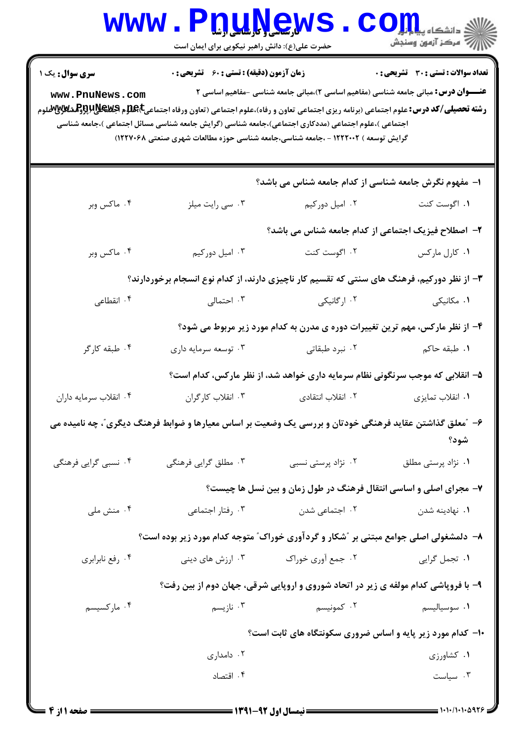**سری سوال:** یک ۱

**زمان آزمون (دقیقه) : تستی : ۶۰ تشریحی : ۰**

**تعداد سوالات : تستی : ۳۰ تشریحی : ۰**

**عنـــوان درس:** مبانی جامعه شناسی (مفاهیم اساسی ۲)،مبانی جامعه شناسی -مفاهیم اساسی ۲

**رشته تحصیلی/کد درس:** علوم اجتماعی (برنامه ریزی اجتماعی تعاون و رفاه)،علوم اجتماعی (تعاون ورفاه اجتماعی)،علوم اجتماعی (پژوهشگری علوم اجتماعی )،علوم اجتماعی (مددکاری اجتماعی)،جامعه شناسی (گرایش جامعه شناسی مسائل اجتماعی )،جامعه شناسی گرایش توسعه ) ۱۲۲۲۰۰۲ - ،جامعه شناسی،جامعه شناسی حوزه مطالعات شهری صنعتی ۱۲۲۷۰۶۸)

۱- مفهوم نگرش جامعه شناسی از کدام جامعه شناس می باشد؟

۱. اگوست کنت
۲. امیل دورکیم
۳. سی رایت میلز
۴. ماکس وبر

۲- اصطلاح فیزیک اجتماعی از کدام جامعه شناس می باشد؟

۱. کارل مارکس
۲. اگوست کنت
۳. امیل دورکیم
۴. ماکس وبر

۳- از نظر دورکیم، فرهنگ های سنتی که تقسیم کار ناچیزی دارند، از کدام نوع انسجام برخوردارند؟

۱. مکانیکی
۲. ارگانیکی
۳. احتمالی
۴. انقطاعی

۴- از نظر مارکس، مهم ترین تغییرات دوره ی مدرن به کدام مورد زیر مربوط می شود؟

۱. طبقه حاکم
۲. نبرد طبقاتی
۳. توسعه سرمایه داری
۴. طبقه کارگر

۵- انقلابی که موجب سرنگونی نظام سرمایه داری خواهد شد، از نظر مارکس، کدام است؟

۱. انقلاب تمایزی
۲. انقلاب انتقادی
۳. انقلاب کارگران
۴. انقلاب سرمایه داران

۶- "معلق گذاشتن عقاید فرهنگی خودتان و بررسی یک وضعیت بر اساس معیارها و ضوابط فرهنگ دیگری"، چه نامیده می شود؟

۱. نژاد پرستی مطلق
۲. نژاد پرستی نسبی
۳. مطلق گرایی فرهنگی
۴. نسبی گرایی فرهنگی

۷- مجرای اصلی و اساسی انتقال فرهنگ در طول زمان و بین نسل ها چیست؟

۱. نهادینه شدن
۲. اجتماعی شدن
۳. رفتار اجتماعی
۴. منش ملی

۸- دلمشغولی اصلی جوامع مبتنی بر "شکار و گردآوری خوراک" متوجه کدام مورد زیر بوده است؟

۱. تجمل گرایی
۲. جمع آوری خوراک
۳. ارزش های دینی
۴. رفع نابرابری

۹- با فروپاشی کدام مولفه ی زیر در اتحاد شوروی و اروپایی شرقی، جهان دوم از بین رفت؟

۱. سوسیالیسم
۲. کمونیسم
۳. نازیسم
۴. مارکسیسم

۱۰- کدام مورد زیر پایه و اساس ضروری سکونتگاه های ثابت است؟

۱. کشاورزی
۲. دامداری
۳. سیاست
۴. اقتصاد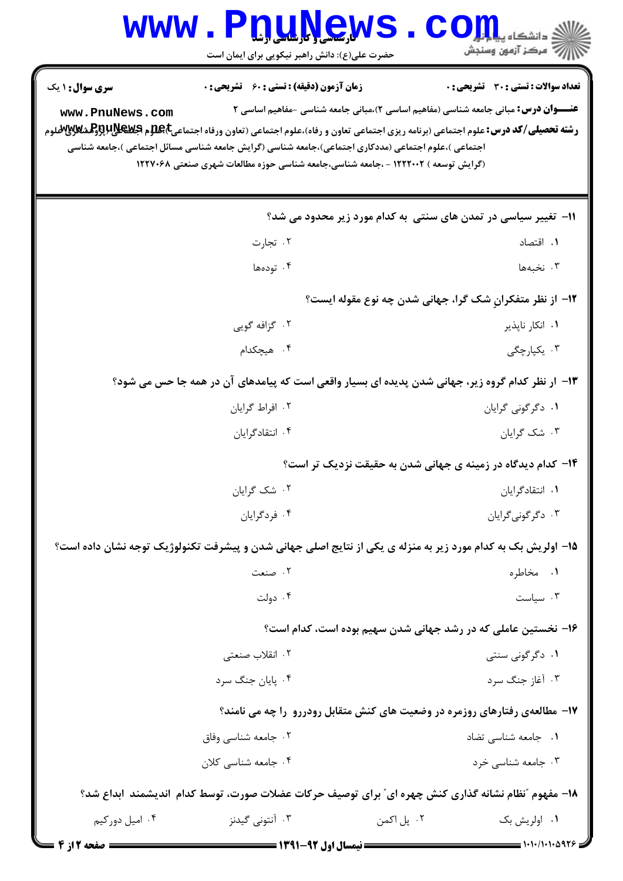**تعداد سوالات : تستی : ۳۰ تشریحی : ۰** | **زمان آزمون (دقیقه) : تستی : ۶۰ تشریحی : ۰** | **سری سوال : ۱ یک**

**عنـــوان درس:** مبانی جامعه شناسی (مفاهیم اساسی ۲)،مبانی جامعه شناسی -مفاهیم اساسی ۲

**رشته تحصیلی/کد درس:** علوم اجتماعی (برنامه ریزی اجتماعی تعاون و رفاه)،علوم اجتماعی (تعاون ورفاه اجتماعی )،علوم اجتماعی (پژوهشگری علوم اجتماعی )،علوم اجتماعی (مددکاری اجتماعی)،جامعه شناسی (گرایش جامعه شناسی مسائل اجتماعی )،جامعه شناسی (گرایش توسعه ) ۱۲۲۲۰۰۲ - ،جامعه شناسی،جامعه شناسی حوزه مطالعات شهری صنعتی ۱۲۲۷۰۶۸

۱۱- تغییر سیاسی در تمدن های سنتی به کدام مورد زیر محدود می شد؟

۱. اقتصاد
۲. تجارت
۳. نخبه‌ها
۴. توده‌ها

۱۲- از نظر متفکرانِ شک گرا، جهانی شدن چه نوع مقوله ایست؟

۱. انکار ناپذیر
۲. گزافه گویی
۳. یکپارچگی
۴. هیچکدام

۱۳- ار نظر کدام گروه زیر، جهانی شدن پدیده ای بسیار واقعی است که پیامدهای آن در همه جا حس می شود؟

۱. دگرگونی گرایان
۲. افراط گرایان
۳. شک گرایان
۴. انتقادگرایان

۱۴- کدام دیدگاه در زمینه ی جهانی شدن به حقیقت نزدیک تر است؟

۱. انتقادگرایان
۲. شک گرایان
۳. دگرگونی‌گرایان
۴. فردگرایان

۱۵- اولریش بک به کدام مورد زیر به منزله ی یکی از نتایج اصلی جهانی شدن و پیشرفت تکنولوژیک توجه نشان داده است؟

۱. مخاطره
۲. صنعت
۳. سیاست
۴. دولت

۱۶- نخستین عاملی که در رشد جهانی شدن سهیم بوده است، کدام است؟

۱. دگرگونی سنتی
۲. انقلاب صنعتی
۳. آغاز جنگ سرد
۴. پایان جنگ سرد

۱۷- مطالعه‌ی رفتارهای روزمره در وضعیت های کنش متقابل رودررو را چه می نامند؟

۱. جامعه شناسی تضاد
۲. جامعه شناسی وفاق
۳. جامعه شناسی خرد
۴. جامعه شناسی کلان

۱۸- مفهوم "نظام نشانه گذاری کنش چهره ای" برای توصیف حرکات عضلات صورت، توسط کدام اندیشمند ابداع شد؟

۱. اولریش بک
۲. پل اکمن
۳. آنتونی گیدنز
۴. امیل دورکیم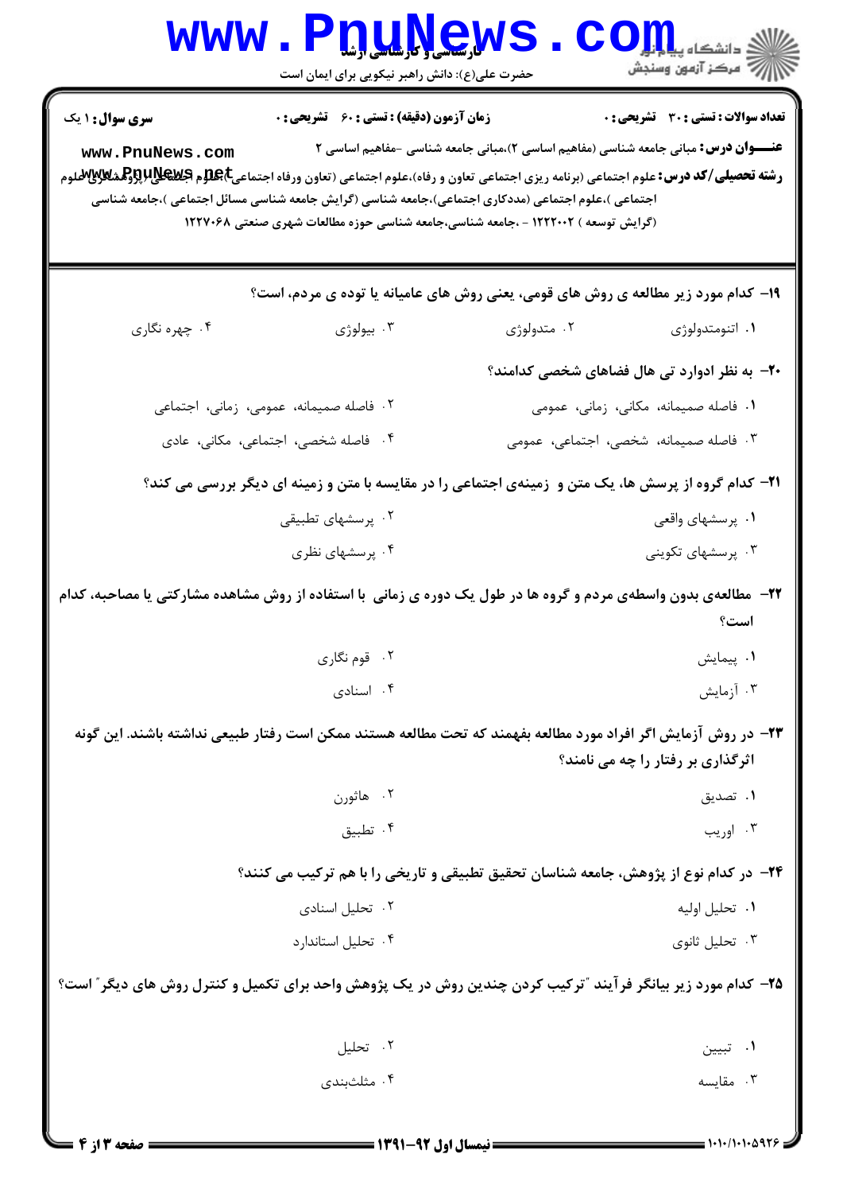**تعداد سوالات : تستی : ۳۰  تشریحی : ۰**  **زمان آزمون (دقیقه) : تستی : ۶۰  تشریحی : ۰**  **سری سوال : ۱ یک**

**عنـــوان درس:** مبانی جامعه شناسی (مفاهیم اساسی ۲)،مبانی جامعه شناسی -مفاهیم اساسی ۲

**رشته تحصیلی/کد درس:** علوم اجتماعی (برنامه ریزی اجتماعی تعاون و رفاه)،علوم اجتماعی (تعاون ورفاه اجتماعی)،علوم اجتماعی (پژوهشگری علوم اجتماعی )،علوم اجتماعی (مددکاری اجتماعی)،جامعه شناسی (گرایش جامعه شناسی مسائل اجتماعی )،جامعه شناسی (گرایش توسعه ) ۱۲۲۲۰۰۲ - ،جامعه شناسی،جامعه شناسی حوزه مطالعات شهری صنعتی ۱۲۲۷۰۶۸

**۱۹- کدام مورد زیر مطالعه ی روش های قومی، یعنی روش های عامیانه یا توده ی مردم، است؟**

۱. اتنومتدولوژی
۲. متدولوژی
۳. بیولوژی
۴. چهره نگاری

**۲۰- به نظر ادوارد تی هال فضاهای شخصی کدامند؟**

۱. فاصله صمیمانه، مکانی، زمانی، عمومی
۲. فاصله صمیمانه، عمومی، زمانی، اجتماعی
۳. فاصله صمیمانه، شخصی، اجتماعی، عمومی
۴. فاصله شخصی، اجتماعی، مکانی، عادی

**۲۱- کدام گروه از پرسش ها، یک متن و زمینه‌ی اجتماعی را در مقایسه با متن و زمینه ای دیگر بررسی می کند؟**

۱. پرسشهای واقعی
۲. پرسشهای تطبیقی
۳. پرسشهای تکوینی
۴. پرسشهای نظری

**۲۲- مطالعه‌ی بدون واسطه‌ی مردم و گروه ها در طول یک دوره ی زمانی با استفاده از روش مشاهده مشارکتی یا مصاحبه، کدام است؟**

۱. پیمایش
۲. قوم نگاری
۳. آزمایش
۴. اسنادی

**۲۳- در روش آزمایش اگر افراد مورد مطالعه بفهمند که تحت مطالعه هستند ممکن است رفتار طبیعی نداشته باشند. این گونه اثرگذاری بر رفتار را چه می نامند؟**

۱. تصدیق
۲. هاثورن
۳. اوریب
۴. تطبیق

**۲۴- در کدام نوع از پژوهش، جامعه شناسان تحقیق تطبیقی و تاریخی را با هم ترکیب می کنند؟**

۱. تحلیل اولیه
۲. تحلیل اسنادی
۳. تحلیل ثانوی
۴. تحلیل استاندارد

**۲۵- کدام مورد زیر بیانگر فرآیند "ترکیب کردن چندین روش در یک پژوهش واحد برای تکمیل و کنترل روش های دیگر" است؟**

۱. تبیین
۲. تحلیل
۳. مقایسه
۴. مثلث‌بندی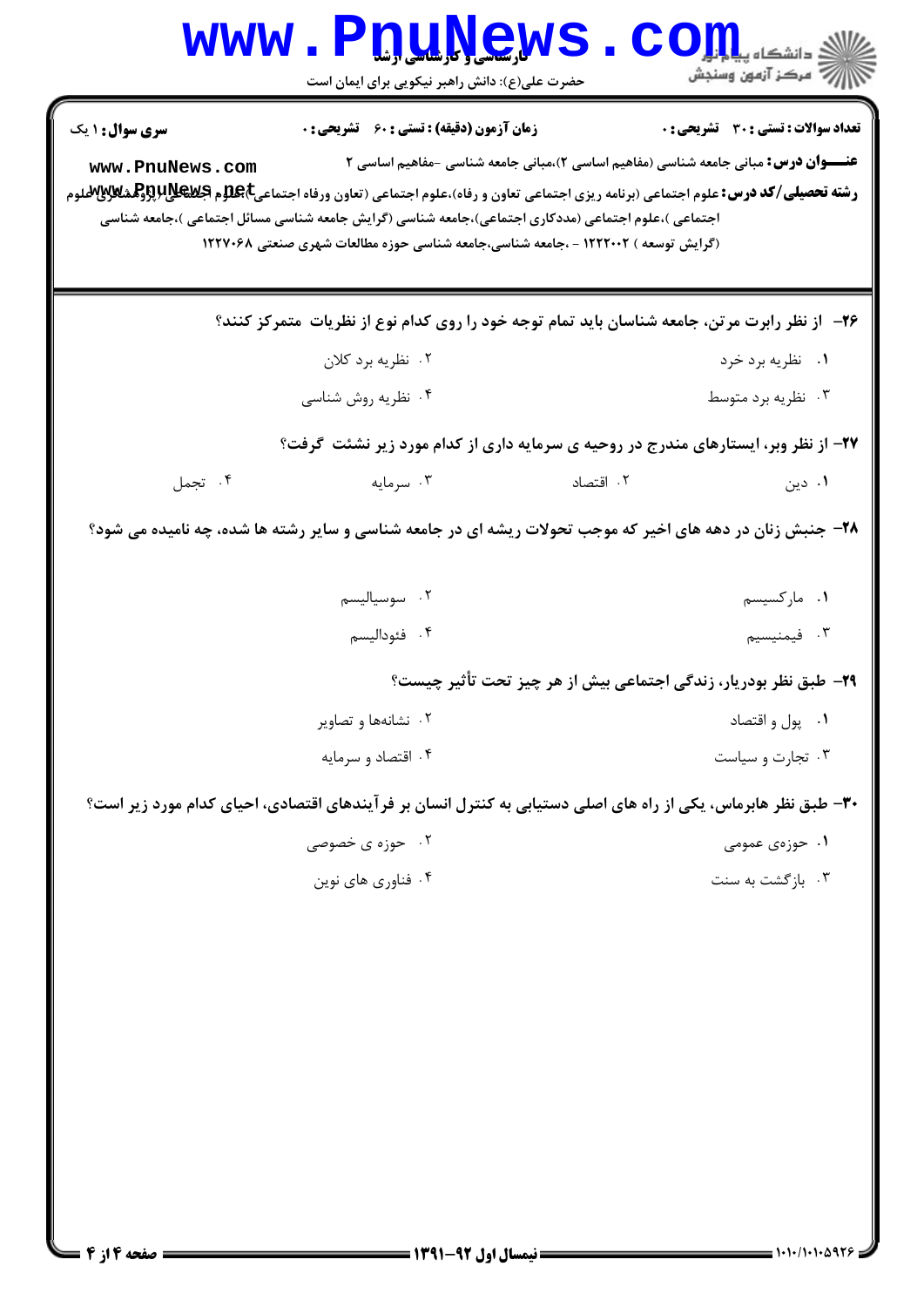**سری سوال:** ۱ یک | **زمان آزمون (دقیقه) : تستی : ۶۰ تشریحی : ۰** | **تعداد سوالات : تستی : ۳۰ تشریحی : ۰**

**عنـــوان درس:** مبانی جامعه شناسی (مفاهیم اساسی ۲)،مبانی جامعه شناسی -مفاهیم اساسی ۲

**رشته تحصیلی/کد درس:** علوم اجتماعی (برنامه ریزی اجتماعی تعاون و رفاه)،علوم اجتماعی (تعاون ورفاه اجتماعی)،علوم اجتماعی (پژوهشگری علوم اجتماعی )،علوم اجتماعی (مددکاری اجتماعی)،جامعه شناسی (گرایش جامعه شناسی مسائل اجتماعی )،جامعه شناسی (گرایش توسعه ) ۱۲۲۲۰۰۲ - ،جامعه شناسی،جامعه شناسی حوزه مطالعات شهری صنعتی ۱۲۲۷۰۶۸

**۲۶- از نظر رابرت مرتن، جامعه شناسان باید تمام توجه خود را روی کدام نوع از نظریات متمرکز کنند؟**

۱. نظریه برد خرد
۲. نظریه برد کلان
۳. نظریه برد متوسط
۴. نظریه روش شناسی

**۲۷- از نظر وبر، ایستارهای مندرج در روحیه ی سرمایه داری از کدام مورد زیر نشئت گرفت؟**

۱. دین
۲. اقتصاد
۳. سرمایه
۴. تجمل

**۲۸- جنبش زنان در دهه های اخیر که موجب تحولات ریشه ای در جامعه شناسی و سایر رشته ها شده، چه نامیده می شود؟**

۱. مارکسیسم
۲. سوسیالیسم
۳. فیمنیسیم
۴. فئودالیسم

**۲۹- طبق نظر بودریار، زندگی اجتماعی بیش از هر چیز تحت تأثیر چیست؟**

۱. پول و اقتصاد
۲. نشانه‌ها و تصاویر
۳. تجارت و سیاست
۴. اقتصاد و سرمایه

**۳۰- طبق نظر هابرماس، یکی از راه های اصلی دستیابی به کنترل انسان بر فرآیندهای اقتصادی، احیای کدام مورد زیر است؟**

۱. حوزه‌ی عمومی
۲. حوزه ی خصوصی
۳. بازگشت به سنت
۴. فناوری های نوین